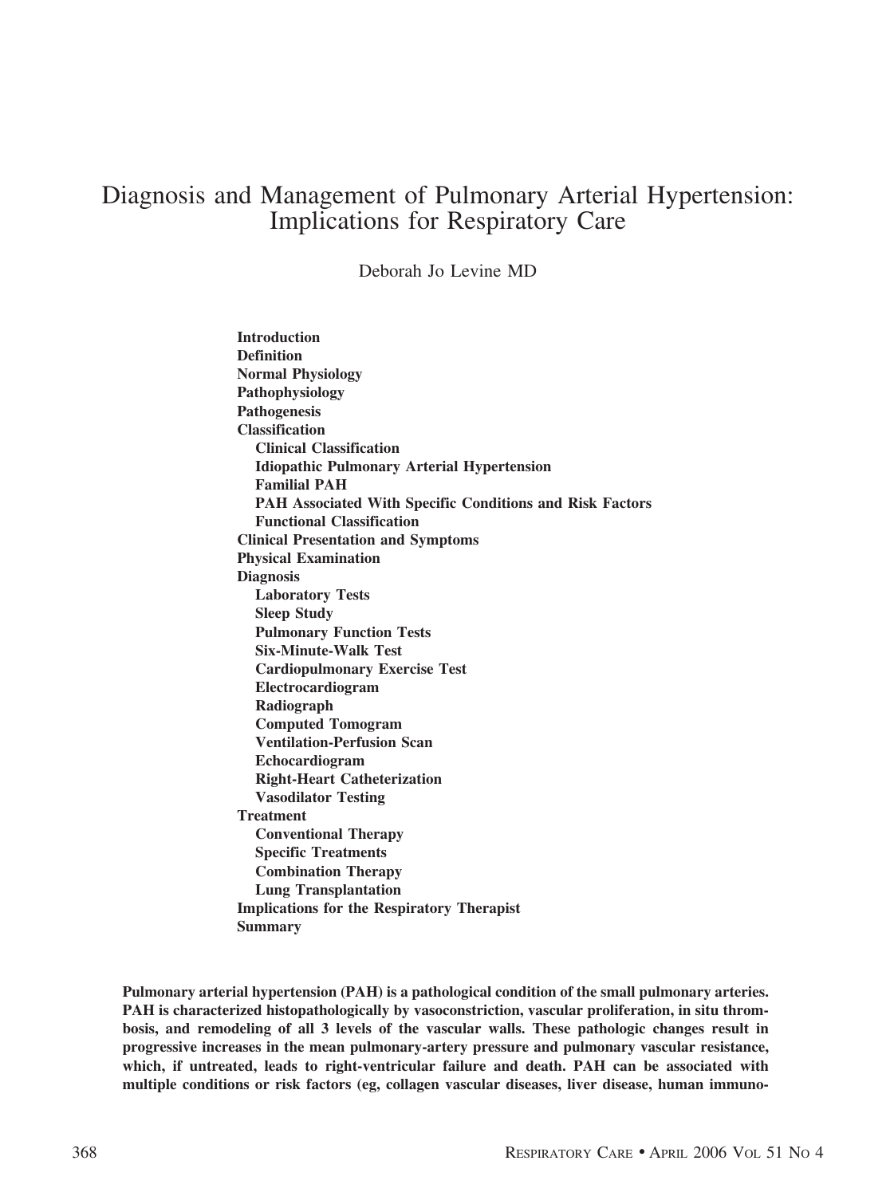# Diagnosis and Management of Pulmonary Arterial Hypertension: Implications for Respiratory Care

Deborah Jo Levine MD

**Introduction**
**Definition**
**Normal Physiology**
**Pathophysiology**
**Pathogenesis**
**Classification**
- **Clinical Classification**
- **Idiopathic Pulmonary Arterial Hypertension**
- **Familial PAH**
- **PAH Associated With Specific Conditions and Risk Factors**
- **Functional Classification**

**Clinical Presentation and Symptoms**
**Physical Examination**
**Diagnosis**
- **Laboratory Tests**
- **Sleep Study**
- **Pulmonary Function Tests**
- **Six-Minute-Walk Test**
- **Cardiopulmonary Exercise Test**
- **Electrocardiogram**
- **Radiograph**
- **Computed Tomogram**
- **Ventilation-Perfusion Scan**
- **Echocardiogram**
- **Right-Heart Catheterization**
- **Vasodilator Testing**

**Treatment**
- **Conventional Therapy**
- **Specific Treatments**
- **Combination Therapy**
- **Lung Transplantation**

**Implications for the Respiratory Therapist**
**Summary**

**Pulmonary arterial hypertension (PAH) is a pathological condition of the small pulmonary arteries. PAH is characterized histopathologically by vasoconstriction, vascular proliferation, in situ thrombosis, and remodeling of all 3 levels of the vascular walls. These pathologic changes result in progressive increases in the mean pulmonary-artery pressure and pulmonary vascular resistance, which, if untreated, leads to right-ventricular failure and death. PAH can be associated with multiple conditions or risk factors (eg, collagen vascular diseases, liver disease, human immuno-**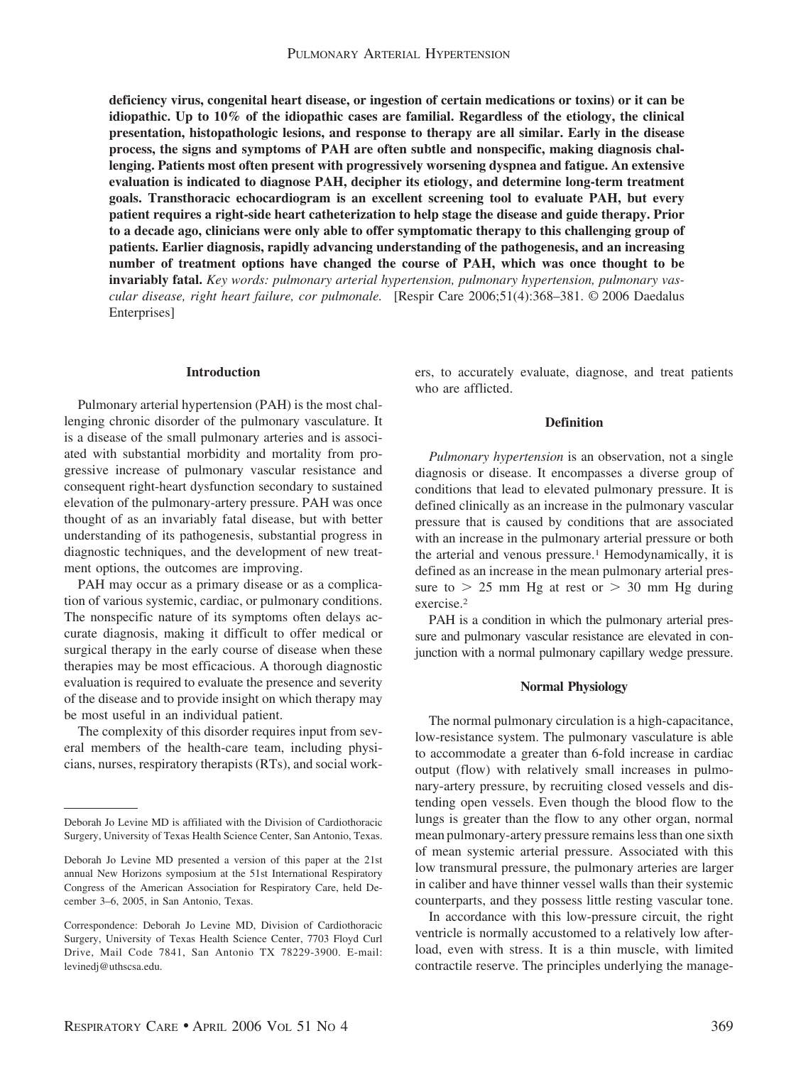**deficiency virus, congenital heart disease, or ingestion of certain medications or toxins) or it can be idiopathic. Up to 10% of the idiopathic cases are familial. Regardless of the etiology, the clinical presentation, histopathologic lesions, and response to therapy are all similar. Early in the disease process, the signs and symptoms of PAH are often subtle and nonspecific, making diagnosis challenging. Patients most often present with progressively worsening dyspnea and fatigue. An extensive evaluation is indicated to diagnose PAH, decipher its etiology, and determine long-term treatment goals. Transthoracic echocardiogram is an excellent screening tool to evaluate PAH, but every patient requires a right-side heart catheterization to help stage the disease and guide therapy. Prior to a decade ago, clinicians were only able to offer symptomatic therapy to this challenging group of patients. Earlier diagnosis, rapidly advancing understanding of the pathogenesis, and an increasing number of treatment options have changed the course of PAH, which was once thought to be invariably fatal.** *Key words: pulmonary arterial hypertension, pulmonary hypertension, pulmonary vascular disease, right heart failure, cor pulmonale.* [Respir Care 2006;51(4):368–381. © 2006 Daedalus Enterprises]

## Introduction

Pulmonary arterial hypertension (PAH) is the most challenging chronic disorder of the pulmonary vasculature. It is a disease of the small pulmonary arteries and is associated with substantial morbidity and mortality from progressive increase of pulmonary vascular resistance and consequent right-heart dysfunction secondary to sustained elevation of the pulmonary-artery pressure. PAH was once thought of as an invariably fatal disease, but with better understanding of its pathogenesis, substantial progress in diagnostic techniques, and the development of new treatment options, the outcomes are improving.

PAH may occur as a primary disease or as a complication of various systemic, cardiac, or pulmonary conditions. The nonspecific nature of its symptoms often delays accurate diagnosis, making it difficult to offer medical or surgical therapy in the early course of disease when these therapies may be most efficacious. A thorough diagnostic evaluation is required to evaluate the presence and severity of the disease and to provide insight on which therapy may be most useful in an individual patient.

The complexity of this disorder requires input from several members of the health-care team, including physicians, nurses, respiratory therapists (RTs), and social workers, to accurately evaluate, diagnose, and treat patients who are afflicted.

## Definition

*Pulmonary hypertension* is an observation, not a single diagnosis or disease. It encompasses a diverse group of conditions that lead to elevated pulmonary pressure. It is defined clinically as an increase in the pulmonary vascular pressure that is caused by conditions that are associated with an increase in the pulmonary arterial pressure or both the arterial and venous pressure.[1] Hemodynamically, it is defined as an increase in the mean pulmonary arterial pressure to > 25 mm Hg at rest or > 30 mm Hg during exercise.[2]

PAH is a condition in which the pulmonary arterial pressure and pulmonary vascular resistance are elevated in conjunction with a normal pulmonary capillary wedge pressure.

## Normal Physiology

The normal pulmonary circulation is a high-capacitance, low-resistance system. The pulmonary vasculature is able to accommodate a greater than 6-fold increase in cardiac output (flow) with relatively small increases in pulmonary-artery pressure, by recruiting closed vessels and distending open vessels. Even though the blood flow to the lungs is greater than the flow to any other organ, normal mean pulmonary-artery pressure remains less than one sixth of mean systemic arterial pressure. Associated with this low transmural pressure, the pulmonary arteries are larger in caliber and have thinner vessel walls than their systemic counterparts, and they possess little resting vascular tone.

In accordance with this low-pressure circuit, the right ventricle is normally accustomed to a relatively low afterload, even with stress. It is a thin muscle, with limited contractile reserve. The principles underlying the manage-

---

Deborah Jo Levine MD is affiliated with the Division of Cardiothoracic Surgery, University of Texas Health Science Center, San Antonio, Texas.

Deborah Jo Levine MD presented a version of this paper at the 21st annual New Horizons symposium at the 51st International Respiratory Congress of the American Association for Respiratory Care, held December 3–6, 2005, in San Antonio, Texas.

Correspondence: Deborah Jo Levine MD, Division of Cardiothoracic Surgery, University of Texas Health Science Center, 7703 Floyd Curl Drive, Mail Code 7841, San Antonio TX 78229-3900. E-mail: levinedj@uthscsa.edu.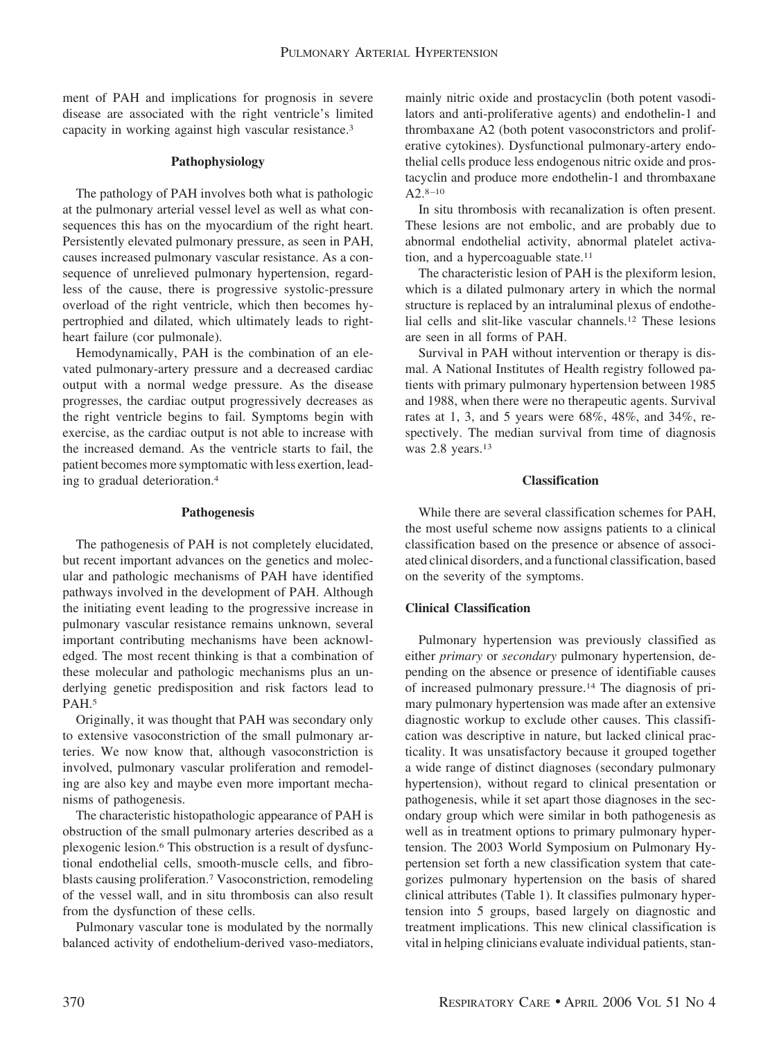ment of PAH and implications for prognosis in severe disease are associated with the right ventricle's limited capacity in working against high vascular resistance.[3]

### Pathophysiology

The pathology of PAH involves both what is pathologic at the pulmonary arterial vessel level as well as what consequences this has on the myocardium of the right heart. Persistently elevated pulmonary pressure, as seen in PAH, causes increased pulmonary vascular resistance. As a consequence of unrelieved pulmonary hypertension, regardless of the cause, there is progressive systolic-pressure overload of the right ventricle, which then becomes hypertrophied and dilated, which ultimately leads to right-heart failure (cor pulmonale).

Hemodynamically, PAH is the combination of an elevated pulmonary-artery pressure and a decreased cardiac output with a normal wedge pressure. As the disease progresses, the cardiac output progressively decreases as the right ventricle begins to fail. Symptoms begin with exercise, as the cardiac output is not able to increase with the increased demand. As the ventricle starts to fail, the patient becomes more symptomatic with less exertion, leading to gradual deterioration.[4]

### Pathogenesis

The pathogenesis of PAH is not completely elucidated, but recent important advances on the genetics and molecular and pathologic mechanisms of PAH have identified pathways involved in the development of PAH. Although the initiating event leading to the progressive increase in pulmonary vascular resistance remains unknown, several important contributing mechanisms have been acknowledged. The most recent thinking is that a combination of these molecular and pathologic mechanisms plus an underlying genetic predisposition and risk factors lead to PAH.[5]

Originally, it was thought that PAH was secondary only to extensive vasoconstriction of the small pulmonary arteries. We now know that, although vasoconstriction is involved, pulmonary vascular proliferation and remodeling are also key and maybe even more important mechanisms of pathogenesis.

The characteristic histopathologic appearance of PAH is obstruction of the small pulmonary arteries described as a plexogenic lesion.[6] This obstruction is a result of dysfunctional endothelial cells, smooth-muscle cells, and fibroblasts causing proliferation.[7] Vasoconstriction, remodeling of the vessel wall, and in situ thrombosis can also result from the dysfunction of these cells.

Pulmonary vascular tone is modulated by the normally balanced activity of endothelium-derived vaso-mediators, mainly nitric oxide and prostacyclin (both potent vasodilators and anti-proliferative agents) and endothelin-1 and thrombaxane A2 (both potent vasoconstrictors and proliferative cytokines). Dysfunctional pulmonary-artery endothelial cells produce less endogenous nitric oxide and prostacyclin and produce more endothelin-1 and thrombaxane A2.[8–10]

In situ thrombosis with recanalization is often present. These lesions are not embolic, and are probably due to abnormal endothelial activity, abnormal platelet activation, and a hypercoaguable state.[11]

The characteristic lesion of PAH is the plexiform lesion, which is a dilated pulmonary artery in which the normal structure is replaced by an intraluminal plexus of endothelial cells and slit-like vascular channels.[12] These lesions are seen in all forms of PAH.

Survival in PAH without intervention or therapy is dismal. A National Institutes of Health registry followed patients with primary pulmonary hypertension between 1985 and 1988, when there were no therapeutic agents. Survival rates at 1, 3, and 5 years were 68%, 48%, and 34%, respectively. The median survival from time of diagnosis was 2.8 years.[13]

### Classification

While there are several classification schemes for PAH, the most useful scheme now assigns patients to a clinical classification based on the presence or absence of associated clinical disorders, and a functional classification, based on the severity of the symptoms.

#### Clinical Classification

Pulmonary hypertension was previously classified as either *primary* or *secondary* pulmonary hypertension, depending on the absence or presence of identifiable causes of increased pulmonary pressure.[14] The diagnosis of primary pulmonary hypertension was made after an extensive diagnostic workup to exclude other causes. This classification was descriptive in nature, but lacked clinical practicality. It was unsatisfactory because it grouped together a wide range of distinct diagnoses (secondary pulmonary hypertension), without regard to clinical presentation or pathogenesis, while it set apart those diagnoses in the secondary group which were similar in both pathogenesis as well as in treatment options to primary pulmonary hypertension. The 2003 World Symposium on Pulmonary Hypertension set forth a new classification system that categorizes pulmonary hypertension on the basis of shared clinical attributes (Table 1). It classifies pulmonary hypertension into 5 groups, based largely on diagnostic and treatment implications. This new clinical classification is vital in helping clinicians evaluate individual patients, stan-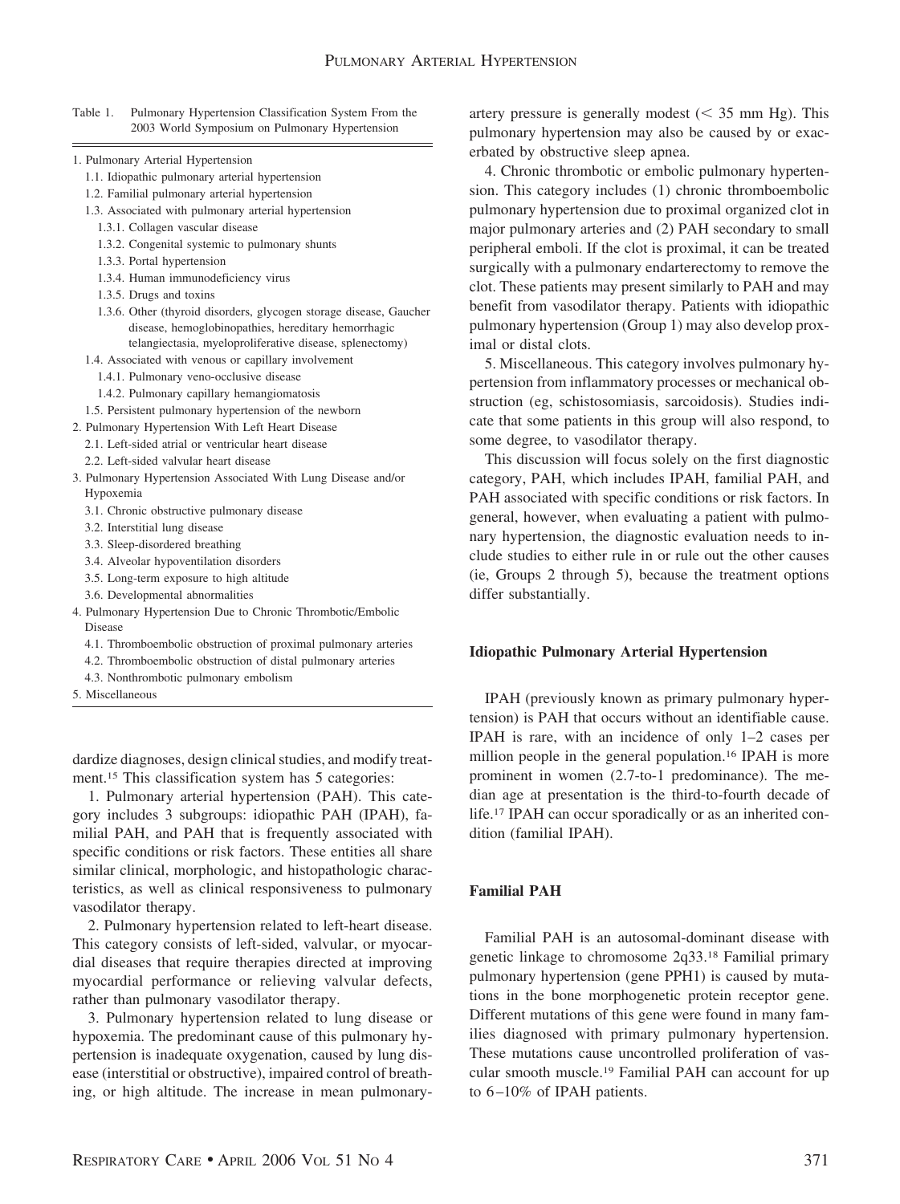Table 1. Pulmonary Hypertension Classification System From the 2003 World Symposium on Pulmonary Hypertension

| |
|---|
| 1. Pulmonary Arterial Hypertension |
| 1.1. Idiopathic pulmonary arterial hypertension |
| 1.2. Familial pulmonary arterial hypertension |
| 1.3. Associated with pulmonary arterial hypertension |
| 1.3.1. Collagen vascular disease |
| 1.3.2. Congenital systemic to pulmonary shunts |
| 1.3.3. Portal hypertension |
| 1.3.4. Human immunodeficiency virus |
| 1.3.5. Drugs and toxins |
| 1.3.6. Other (thyroid disorders, glycogen storage disease, Gaucher disease, hemoglobinopathies, hereditary hemorrhagic telangiectasia, myeloproliferative disease, splenectomy) |
| 1.4. Associated with venous or capillary involvement |
| 1.4.1. Pulmonary veno-occlusive disease |
| 1.4.2. Pulmonary capillary hemangiomatosis |
| 1.5. Persistent pulmonary hypertension of the newborn |
| 2. Pulmonary Hypertension With Left Heart Disease |
| 2.1. Left-sided atrial or ventricular heart disease |
| 2.2. Left-sided valvular heart disease |
| 3. Pulmonary Hypertension Associated With Lung Disease and/or Hypoxemia |
| 3.1. Chronic obstructive pulmonary disease |
| 3.2. Interstitial lung disease |
| 3.3. Sleep-disordered breathing |
| 3.4. Alveolar hypoventilation disorders |
| 3.5. Long-term exposure to high altitude |
| 3.6. Developmental abnormalities |
| 4. Pulmonary Hypertension Due to Chronic Thrombotic/Embolic Disease |
| 4.1. Thromboembolic obstruction of proximal pulmonary arteries |
| 4.2. Thromboembolic obstruction of distal pulmonary arteries |
| 4.3. Nonthrombotic pulmonary embolism |
| 5. Miscellaneous |

dardize diagnoses, design clinical studies, and modify treatment.[15] This classification system has 5 categories:

1. Pulmonary arterial hypertension (PAH). This category includes 3 subgroups: idiopathic PAH (IPAH), familial PAH, and PAH that is frequently associated with specific conditions or risk factors. These entities all share similar clinical, morphologic, and histopathologic characteristics, as well as clinical responsiveness to pulmonary vasodilator therapy.

2. Pulmonary hypertension related to left-heart disease. This category consists of left-sided, valvular, or myocardial diseases that require therapies directed at improving myocardial performance or relieving valvular defects, rather than pulmonary vasodilator therapy.

3. Pulmonary hypertension related to lung disease or hypoxemia. The predominant cause of this pulmonary hypertension is inadequate oxygenation, caused by lung disease (interstitial or obstructive), impaired control of breathing, or high altitude. The increase in mean pulmonary-artery pressure is generally modest (< 35 mm Hg). This pulmonary hypertension may also be caused by or exacerbated by obstructive sleep apnea.

4. Chronic thrombotic or embolic pulmonary hypertension. This category includes (1) chronic thromboembolic pulmonary hypertension due to proximal organized clot in major pulmonary arteries and (2) PAH secondary to small peripheral emboli. If the clot is proximal, it can be treated surgically with a pulmonary endarterectomy to remove the clot. These patients may present similarly to PAH and may benefit from vasodilator therapy. Patients with idiopathic pulmonary hypertension (Group 1) may also develop proximal or distal clots.

5. Miscellaneous. This category involves pulmonary hypertension from inflammatory processes or mechanical obstruction (eg, schistosomiasis, sarcoidosis). Studies indicate that some patients in this group will also respond, to some degree, to vasodilator therapy.

This discussion will focus solely on the first diagnostic category, PAH, which includes IPAH, familial PAH, and PAH associated with specific conditions or risk factors. In general, however, when evaluating a patient with pulmonary hypertension, the diagnostic evaluation needs to include studies to either rule in or rule out the other causes (ie, Groups 2 through 5), because the treatment options differ substantially.

### Idiopathic Pulmonary Arterial Hypertension

IPAH (previously known as primary pulmonary hypertension) is PAH that occurs without an identifiable cause. IPAH is rare, with an incidence of only 1–2 cases per million people in the general population.[16] IPAH is more prominent in women (2.7-to-1 predominance). The median age at presentation is the third-to-fourth decade of life.[17] IPAH can occur sporadically or as an inherited condition (familial IPAH).

### Familial PAH

Familial PAH is an autosomal-dominant disease with genetic linkage to chromosome 2q33.[18] Familial primary pulmonary hypertension (gene PPH1) is caused by mutations in the bone morphogenetic protein receptor gene. Different mutations of this gene were found in many families diagnosed with primary pulmonary hypertension. These mutations cause uncontrolled proliferation of vascular smooth muscle.[19] Familial PAH can account for up to 6–10% of IPAH patients.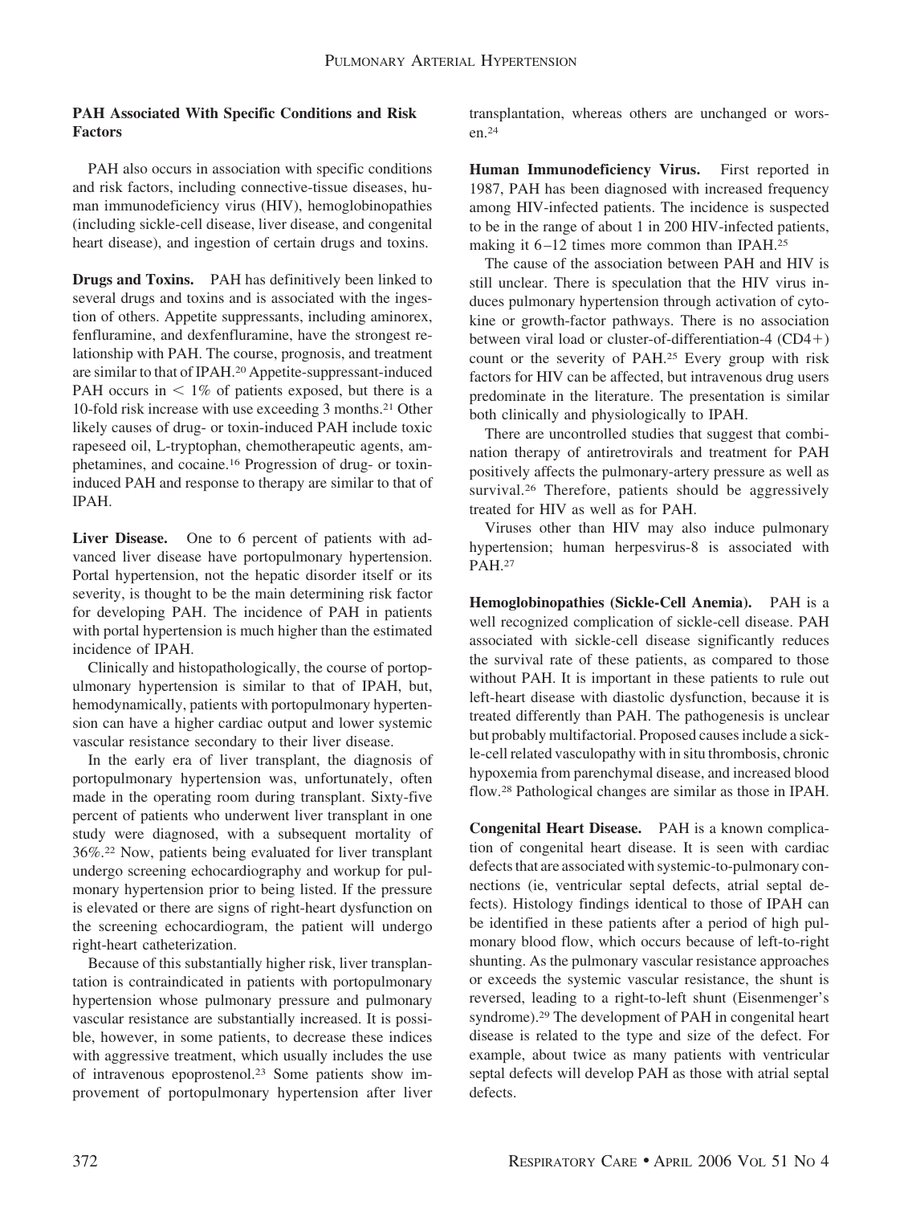### PAH Associated With Specific Conditions and Risk Factors

PAH also occurs in association with specific conditions and risk factors, including connective-tissue diseases, human immunodeficiency virus (HIV), hemoglobinopathies (including sickle-cell disease, liver disease, and congenital heart disease), and ingestion of certain drugs and toxins.

**Drugs and Toxins.** PAH has definitively been linked to several drugs and toxins and is associated with the ingestion of others. Appetite suppressants, including aminorex, fenfluramine, and dexfenfluramine, have the strongest relationship with PAH. The course, prognosis, and treatment are similar to that of IPAH.[20] Appetite-suppressant-induced PAH occurs in < 1% of patients exposed, but there is a 10-fold risk increase with use exceeding 3 months.[21] Other likely causes of drug- or toxin-induced PAH include toxic rapeseed oil, L-tryptophan, chemotherapeutic agents, amphetamines, and cocaine.[16] Progression of drug- or toxin-induced PAH and response to therapy are similar to that of IPAH.

**Liver Disease.** One to 6 percent of patients with advanced liver disease have portopulmonary hypertension. Portal hypertension, not the hepatic disorder itself or its severity, is thought to be the main determining risk factor for developing PAH. The incidence of PAH in patients with portal hypertension is much higher than the estimated incidence of IPAH.

Clinically and histopathologically, the course of portopulmonary hypertension is similar to that of IPAH, but, hemodynamically, patients with portopulmonary hypertension can have a higher cardiac output and lower systemic vascular resistance secondary to their liver disease.

In the early era of liver transplant, the diagnosis of portopulmonary hypertension was, unfortunately, often made in the operating room during transplant. Sixty-five percent of patients who underwent liver transplant in one study were diagnosed, with a subsequent mortality of 36%.[22] Now, patients being evaluated for liver transplant undergo screening echocardiography and workup for pulmonary hypertension prior to being listed. If the pressure is elevated or there are signs of right-heart dysfunction on the screening echocardiogram, the patient will undergo right-heart catheterization.

Because of this substantially higher risk, liver transplantation is contraindicated in patients with portopulmonary hypertension whose pulmonary pressure and pulmonary vascular resistance are substantially increased. It is possible, however, in some patients, to decrease these indices with aggressive treatment, which usually includes the use of intravenous epoprostenol.[23] Some patients show improvement of portopulmonary hypertension after liver transplantation, whereas others are unchanged or worsen.[24]

**Human Immunodeficiency Virus.** First reported in 1987, PAH has been diagnosed with increased frequency among HIV-infected patients. The incidence is suspected to be in the range of about 1 in 200 HIV-infected patients, making it 6–12 times more common than IPAH.[25]

The cause of the association between PAH and HIV is still unclear. There is speculation that the HIV virus induces pulmonary hypertension through activation of cytokine or growth-factor pathways. There is no association between viral load or cluster-of-differentiation-4 (CD4+) count or the severity of PAH.[25] Every group with risk factors for HIV can be affected, but intravenous drug users predominate in the literature. The presentation is similar both clinically and physiologically to IPAH.

There are uncontrolled studies that suggest that combination therapy of antiretrovirals and treatment for PAH positively affects the pulmonary-artery pressure as well as survival.[26] Therefore, patients should be aggressively treated for HIV as well as for PAH.

Viruses other than HIV may also induce pulmonary hypertension; human herpesvirus-8 is associated with PAH.[27]

**Hemoglobinopathies (Sickle-Cell Anemia).** PAH is a well recognized complication of sickle-cell disease. PAH associated with sickle-cell disease significantly reduces the survival rate of these patients, as compared to those without PAH. It is important in these patients to rule out left-heart disease with diastolic dysfunction, because it is treated differently than PAH. The pathogenesis is unclear but probably multifactorial. Proposed causes include a sickle-cell related vasculopathy with in situ thrombosis, chronic hypoxemia from parenchymal disease, and increased blood flow.[28] Pathological changes are similar as those in IPAH.

**Congenital Heart Disease.** PAH is a known complication of congenital heart disease. It is seen with cardiac defects that are associated with systemic-to-pulmonary connections (ie, ventricular septal defects, atrial septal defects). Histology findings identical to those of IPAH can be identified in these patients after a period of high pulmonary blood flow, which occurs because of left-to-right shunting. As the pulmonary vascular resistance approaches or exceeds the systemic vascular resistance, the shunt is reversed, leading to a right-to-left shunt (Eisenmenger's syndrome).[29] The development of PAH in congenital heart disease is related to the type and size of the defect. For example, about twice as many patients with ventricular septal defects will develop PAH as those with atrial septal defects.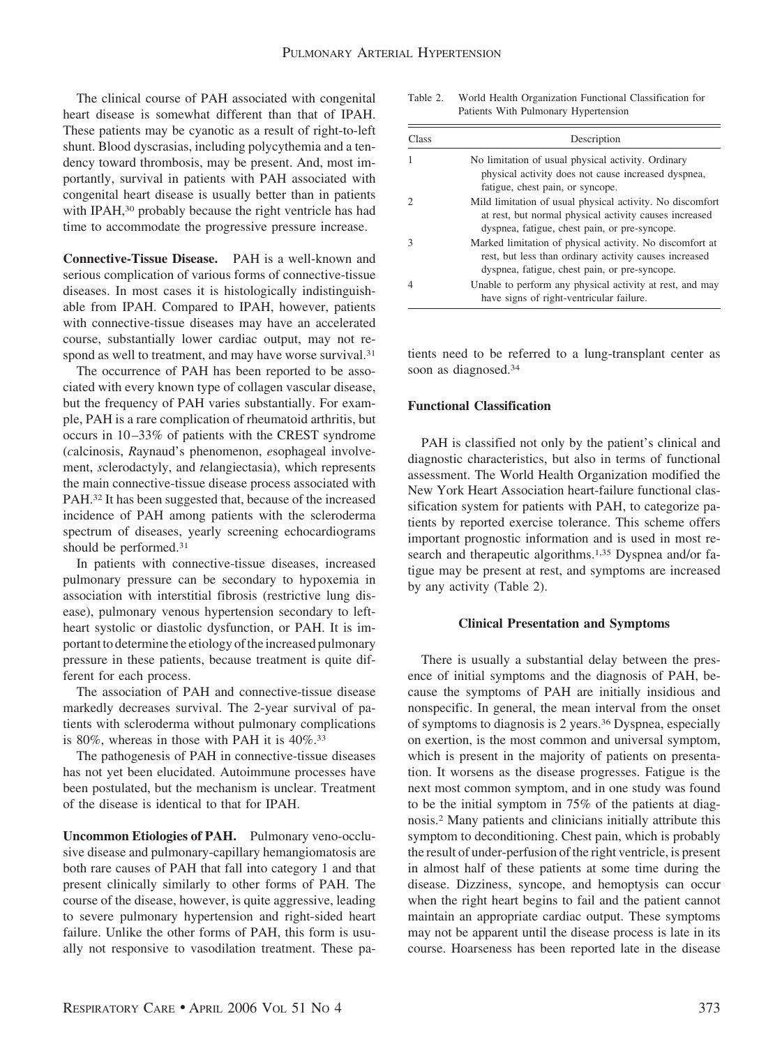The clinical course of PAH associated with congenital heart disease is somewhat different than that of IPAH. These patients may be cyanotic as a result of right-to-left shunt. Blood dyscrasias, including polycythemia and a tendency toward thrombosis, may be present. And, most importantly, survival in patients with PAH associated with congenital heart disease is usually better than in patients with IPAH,[30] probably because the right ventricle has had time to accommodate the progressive pressure increase.

**Connective-Tissue Disease.** PAH is a well-known and serious complication of various forms of connective-tissue diseases. In most cases it is histologically indistinguishable from IPAH. Compared to IPAH, however, patients with connective-tissue diseases may have an accelerated course, substantially lower cardiac output, may not respond as well to treatment, and may have worse survival.[31]

The occurrence of PAH has been reported to be associated with every known type of collagen vascular disease, but the frequency of PAH varies substantially. For example, PAH is a rare complication of rheumatoid arthritis, but occurs in 10–33% of patients with the CREST syndrome (*c*alcinosis, *R*aynaud's phenomenon, *e*sophageal involvement, *s*clerodactyly, and *t*elangiectasia), which represents the main connective-tissue disease process associated with PAH.[32] It has been suggested that, because of the increased incidence of PAH among patients with the scleroderma spectrum of diseases, yearly screening echocardiograms should be performed.[31]

In patients with connective-tissue diseases, increased pulmonary pressure can be secondary to hypoxemia in association with interstitial fibrosis (restrictive lung disease), pulmonary venous hypertension secondary to left-heart systolic or diastolic dysfunction, or PAH. It is important to determine the etiology of the increased pulmonary pressure in these patients, because treatment is quite different for each process.

The association of PAH and connective-tissue disease markedly decreases survival. The 2-year survival of patients with scleroderma without pulmonary complications is 80%, whereas in those with PAH it is 40%.[33]

The pathogenesis of PAH in connective-tissue diseases has not yet been elucidated. Autoimmune processes have been postulated, but the mechanism is unclear. Treatment of the disease is identical to that for IPAH.

**Uncommon Etiologies of PAH.** Pulmonary veno-occlusive disease and pulmonary-capillary hemangiomatosis are both rare causes of PAH that fall into category 1 and that present clinically similarly to other forms of PAH. The course of the disease, however, is quite aggressive, leading to severe pulmonary hypertension and right-sided heart failure. Unlike the other forms of PAH, this form is usually not responsive to vasodilation treatment. These patients need to be referred to a lung-transplant center as soon as diagnosed.[34]

Table 2. World Health Organization Functional Classification for Patients With Pulmonary Hypertension

| Class | Description |
|---|---|
| 1 | No limitation of usual physical activity. Ordinary physical activity does not cause increased dyspnea, fatigue, chest pain, or syncope. |
| 2 | Mild limitation of usual physical activity. No discomfort at rest, but normal physical activity causes increased dyspnea, fatigue, chest pain, or pre-syncope. |
| 3 | Marked limitation of physical activity. No discomfort at rest, but less than ordinary activity causes increased dyspnea, fatigue, chest pain, or pre-syncope. |
| 4 | Unable to perform any physical activity at rest, and may have signs of right-ventricular failure. |

### Functional Classification

PAH is classified not only by the patient's clinical and diagnostic characteristics, but also in terms of functional assessment. The World Health Organization modified the New York Heart Association heart-failure functional classification system for patients with PAH, to categorize patients by reported exercise tolerance. This scheme offers important prognostic information and is used in most research and therapeutic algorithms.[1,35] Dyspnea and/or fatigue may be present at rest, and symptoms are increased by any activity (Table 2).

## Clinical Presentation and Symptoms

There is usually a substantial delay between the presence of initial symptoms and the diagnosis of PAH, because the symptoms of PAH are initially insidious and nonspecific. In general, the mean interval from the onset of symptoms to diagnosis is 2 years.[36] Dyspnea, especially on exertion, is the most common and universal symptom, which is present in the majority of patients on presentation. It worsens as the disease progresses. Fatigue is the next most common symptom, and in one study was found to be the initial symptom in 75% of the patients at diagnosis.[2] Many patients and clinicians initially attribute this symptom to deconditioning. Chest pain, which is probably the result of under-perfusion of the right ventricle, is present in almost half of these patients at some time during the disease. Dizziness, syncope, and hemoptysis can occur when the right heart begins to fail and the patient cannot maintain an appropriate cardiac output. These symptoms may not be apparent until the disease process is late in its course. Hoarseness has been reported late in the disease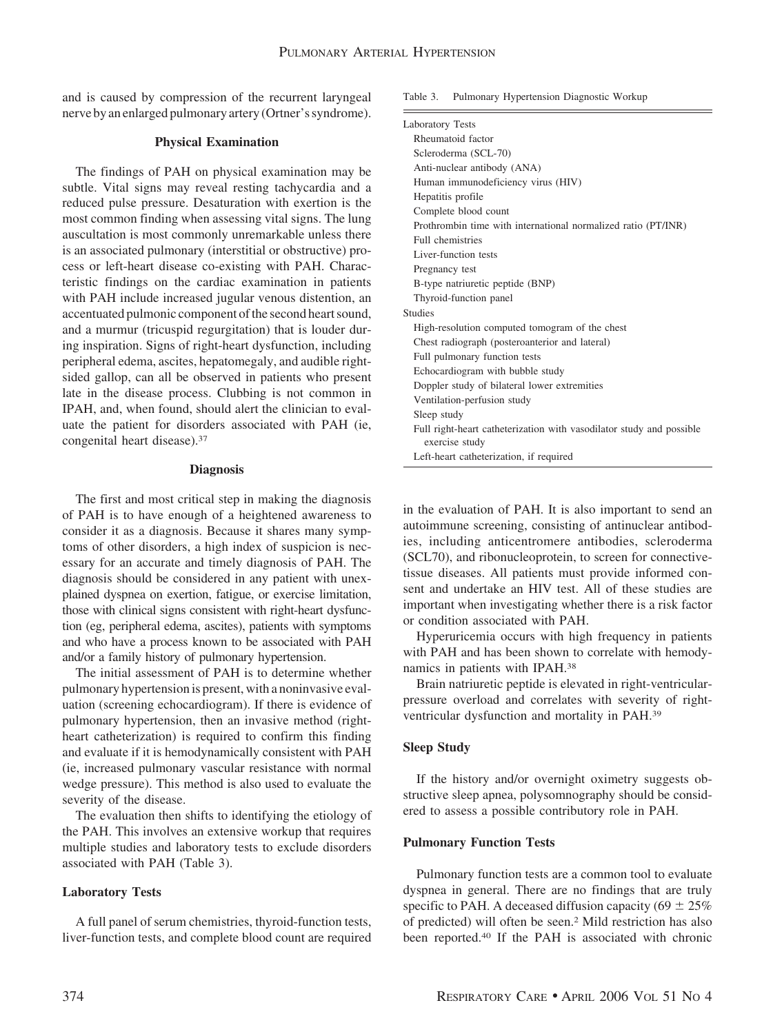and is caused by compression of the recurrent laryngeal nerve by an enlarged pulmonary artery (Ortner's syndrome).

### Physical Examination

The findings of PAH on physical examination may be subtle. Vital signs may reveal resting tachycardia and a reduced pulse pressure. Desaturation with exertion is the most common finding when assessing vital signs. The lung auscultation is most commonly unremarkable unless there is an associated pulmonary (interstitial or obstructive) process or left-heart disease co-existing with PAH. Characteristic findings on the cardiac examination in patients with PAH include increased jugular venous distention, an accentuated pulmonic component of the second heart sound, and a murmur (tricuspid regurgitation) that is louder during inspiration. Signs of right-heart dysfunction, including peripheral edema, ascites, hepatomegaly, and audible right-sided gallop, can all be observed in patients who present late in the disease process. Clubbing is not common in IPAH, and, when found, should alert the clinician to evaluate the patient for disorders associated with PAH (ie, congenital heart disease).[37]

### Diagnosis

The first and most critical step in making the diagnosis of PAH is to have enough of a heightened awareness to consider it as a diagnosis. Because it shares many symptoms of other disorders, a high index of suspicion is necessary for an accurate and timely diagnosis of PAH. The diagnosis should be considered in any patient with unexplained dyspnea on exertion, fatigue, or exercise limitation, those with clinical signs consistent with right-heart dysfunction (eg, peripheral edema, ascites), patients with symptoms and who have a process known to be associated with PAH and/or a family history of pulmonary hypertension.

The initial assessment of PAH is to determine whether pulmonary hypertension is present, with a noninvasive evaluation (screening echocardiogram). If there is evidence of pulmonary hypertension, then an invasive method (right-heart catheterization) is required to confirm this finding and evaluate if it is hemodynamically consistent with PAH (ie, increased pulmonary vascular resistance with normal wedge pressure). This method is also used to evaluate the severity of the disease.

The evaluation then shifts to identifying the etiology of the PAH. This involves an extensive workup that requires multiple studies and laboratory tests to exclude disorders associated with PAH (Table 3).

Table 3. Pulmonary Hypertension Diagnostic Workup

| |
|---|
| **Laboratory Tests** |
| Rheumatoid factor |
| Scleroderma (SCL-70) |
| Anti-nuclear antibody (ANA) |
| Human immunodeficiency virus (HIV) |
| Hepatitis profile |
| Complete blood count |
| Prothrombin time with international normalized ratio (PT/INR) |
| Full chemistries |
| Liver-function tests |
| Pregnancy test |
| B-type natriuretic peptide (BNP) |
| Thyroid-function panel |
| **Studies** |
| High-resolution computed tomogram of the chest |
| Chest radiograph (posteroanterior and lateral) |
| Full pulmonary function tests |
| Echocardiogram with bubble study |
| Doppler study of bilateral lower extremities |
| Ventilation-perfusion study |
| Sleep study |
| Full right-heart catheterization with vasodilator study and possible exercise study |
| Left-heart catheterization, if required |

#### Laboratory Tests

A full panel of serum chemistries, thyroid-function tests, liver-function tests, and complete blood count are required in the evaluation of PAH. It is also important to send an autoimmune screening, consisting of antinuclear antibodies, including anticentromere antibodies, scleroderma (SCL70), and ribonucleoprotein, to screen for connective-tissue diseases. All patients must provide informed consent and undertake an HIV test. All of these studies are important when investigating whether there is a risk factor or condition associated with PAH.

Hyperuricemia occurs with high frequency in patients with PAH and has been shown to correlate with hemodynamics in patients with IPAH.[38]

Brain natriuretic peptide is elevated in right-ventricular-pressure overload and correlates with severity of right-ventricular dysfunction and mortality in PAH.[39]

#### Sleep Study

If the history and/or overnight oximetry suggests obstructive sleep apnea, polysomnography should be considered to assess a possible contributory role in PAH.

#### Pulmonary Function Tests

Pulmonary function tests are a common tool to evaluate dyspnea in general. There are no findings that are truly specific to PAH. A deceased diffusion capacity ($69 \pm 25\%$ of predicted) will often be seen.[2] Mild restriction has also been reported.[40] If the PAH is associated with chronic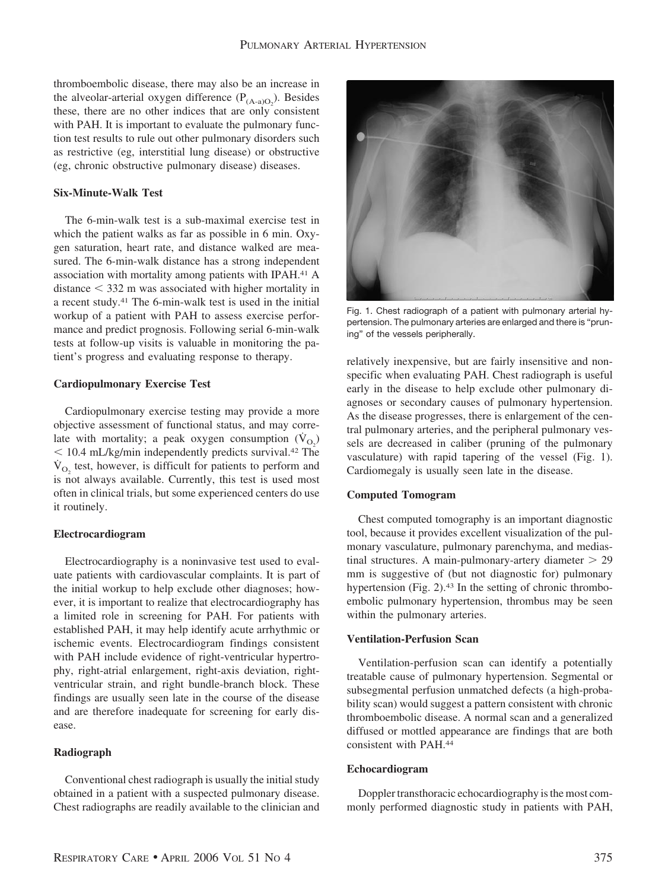thromboembolic disease, there may also be an increase in the alveolar-arterial oxygen difference ($P_{(A-a)O_2}$). Besides these, there are no other indices that are only consistent with PAH. It is important to evaluate the pulmonary function test results to rule out other pulmonary disorders such as restrictive (eg, interstitial lung disease) or obstructive (eg, chronic obstructive pulmonary disease) diseases.

### Six-Minute-Walk Test

The 6-min-walk test is a sub-maximal exercise test in which the patient walks as far as possible in 6 min. Oxygen saturation, heart rate, and distance walked are measured. The 6-min-walk distance has a strong independent association with mortality among patients with IPAH.[41] A distance < 332 m was associated with higher mortality in a recent study.[41] The 6-min-walk test is used in the initial workup of a patient with PAH to assess exercise performance and predict prognosis. Following serial 6-min-walk tests at follow-up visits is valuable in monitoring the patient's progress and evaluating response to therapy.

### Cardiopulmonary Exercise Test

Cardiopulmonary exercise testing may provide a more objective assessment of functional status, and may correlate with mortality; a peak oxygen consumption ($\dot{V}_{O_2}$) < 10.4 mL/kg/min independently predicts survival.[42] The $\dot{V}_{O_2}$ test, however, is difficult for patients to perform and is not always available. Currently, this test is used most often in clinical trials, but some experienced centers do use it routinely.

### Electrocardiogram

Electrocardiography is a noninvasive test used to evaluate patients with cardiovascular complaints. It is part of the initial workup to help exclude other diagnoses; however, it is important to realize that electrocardiography has a limited role in screening for PAH. For patients with established PAH, it may help identify acute arrhythmic or ischemic events. Electrocardiogram findings consistent with PAH include evidence of right-ventricular hypertrophy, right-atrial enlargement, right-axis deviation, right-ventricular strain, and right bundle-branch block. These findings are usually seen late in the course of the disease and are therefore inadequate for screening for early disease.

### Radiograph

Conventional chest radiograph is usually the initial study obtained in a patient with a suspected pulmonary disease. Chest radiographs are readily available to the clinician and relatively inexpensive, but are fairly insensitive and nonspecific when evaluating PAH. Chest radiograph is useful early in the disease to help exclude other pulmonary diagnoses or secondary causes of pulmonary hypertension. As the disease progresses, there is enlargement of the central pulmonary arteries, and the peripheral pulmonary vessels are decreased in caliber (pruning of the pulmonary vasculature) with rapid tapering of the vessel (Fig. 1). Cardiomegaly is usually seen late in the disease.

Fig. 1. Chest radiograph of a patient with pulmonary arterial hypertension. The pulmonary arteries are enlarged and there is "pruning" of the vessels peripherally.

### Computed Tomogram

Chest computed tomography is an important diagnostic tool, because it provides excellent visualization of the pulmonary vasculature, pulmonary parenchyma, and mediastinal structures. A main-pulmonary-artery diameter > 29 mm is suggestive of (but not diagnostic for) pulmonary hypertension (Fig. 2).[43] In the setting of chronic thromboembolic pulmonary hypertension, thrombus may be seen within the pulmonary arteries.

### Ventilation-Perfusion Scan

Ventilation-perfusion scan can identify a potentially treatable cause of pulmonary hypertension. Segmental or subsegmental perfusion unmatched defects (a high-probability scan) would suggest a pattern consistent with chronic thromboembolic disease. A normal scan and a generalized diffused or mottled appearance are findings that are both consistent with PAH.[44]

### Echocardiogram

Doppler transthoracic echocardiography is the most commonly performed diagnostic study in patients with PAH,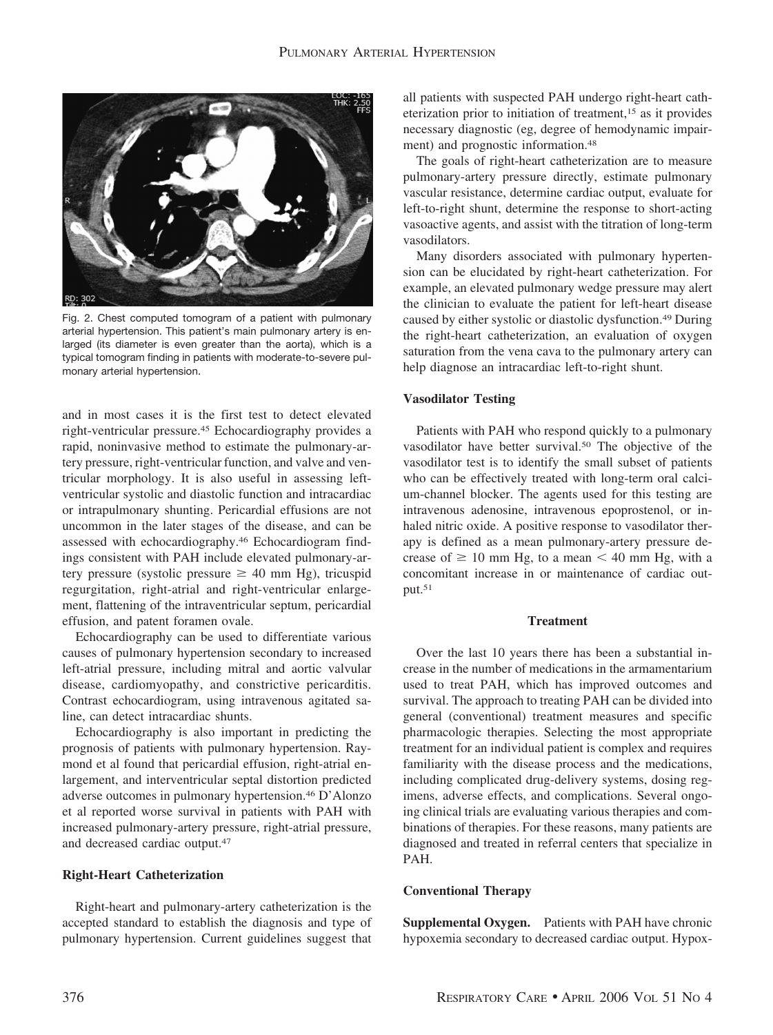Fig. 2. Chest computed tomogram of a patient with pulmonary arterial hypertension. This patient's main pulmonary artery is enlarged (its diameter is even greater than the aorta), which is a typical tomogram finding in patients with moderate-to-severe pulmonary arterial hypertension.

and in most cases it is the first test to detect elevated right-ventricular pressure.[45] Echocardiography provides a rapid, noninvasive method to estimate the pulmonary-artery pressure, right-ventricular function, and valve and ventricular morphology. It is also useful in assessing left-ventricular systolic and diastolic function and intracardiac or intrapulmonary shunting. Pericardial effusions are not uncommon in the later stages of the disease, and can be assessed with echocardiography.[46] Echocardiogram findings consistent with PAH include elevated pulmonary-artery pressure (systolic pressure $\geq$ 40 mm Hg), tricuspid regurgitation, right-atrial and right-ventricular enlargement, flattening of the intraventricular septum, pericardial effusion, and patent foramen ovale.

Echocardiography can be used to differentiate various causes of pulmonary hypertension secondary to increased left-atrial pressure, including mitral and aortic valvular disease, cardiomyopathy, and constrictive pericarditis. Contrast echocardiogram, using intravenous agitated saline, can detect intracardiac shunts.

Echocardiography is also important in predicting the prognosis of patients with pulmonary hypertension. Raymond et al found that pericardial effusion, right-atrial enlargement, and interventricular septal distortion predicted adverse outcomes in pulmonary hypertension.[46] D'Alonzo et al reported worse survival in patients with PAH with increased pulmonary-artery pressure, right-atrial pressure, and decreased cardiac output.[47]

### Right-Heart Catheterization

Right-heart and pulmonary-artery catheterization is the accepted standard to establish the diagnosis and type of pulmonary hypertension. Current guidelines suggest that all patients with suspected PAH undergo right-heart catheterization prior to initiation of treatment,[15] as it provides necessary diagnostic (eg, degree of hemodynamic impairment) and prognostic information.[48]

The goals of right-heart catheterization are to measure pulmonary-artery pressure directly, estimate pulmonary vascular resistance, determine cardiac output, evaluate for left-to-right shunt, determine the response to short-acting vasoactive agents, and assist with the titration of long-term vasodilators.

Many disorders associated with pulmonary hypertension can be elucidated by right-heart catheterization. For example, an elevated pulmonary wedge pressure may alert the clinician to evaluate the patient for left-heart disease caused by either systolic or diastolic dysfunction.[49] During the right-heart catheterization, an evaluation of oxygen saturation from the vena cava to the pulmonary artery can help diagnose an intracardiac left-to-right shunt.

### Vasodilator Testing

Patients with PAH who respond quickly to a pulmonary vasodilator have better survival.[50] The objective of the vasodilator test is to identify the small subset of patients who can be effectively treated with long-term oral calcium-channel blocker. The agents used for this testing are intravenous adenosine, intravenous epoprostenol, or inhaled nitric oxide. A positive response to vasodilator therapy is defined as a mean pulmonary-artery pressure decrease of $\geq$ 10 mm Hg, to a mean $<$ 40 mm Hg, with a concomitant increase in or maintenance of cardiac output.[51]

## Treatment

Over the last 10 years there has been a substantial increase in the number of medications in the armamentarium used to treat PAH, which has improved outcomes and survival. The approach to treating PAH can be divided into general (conventional) treatment measures and specific pharmacologic therapies. Selecting the most appropriate treatment for an individual patient is complex and requires familiarity with the disease process and the medications, including complicated drug-delivery systems, dosing regimens, adverse effects, and complications. Several ongoing clinical trials are evaluating various therapies and combinations of therapies. For these reasons, many patients are diagnosed and treated in referral centers that specialize in PAH.

### Conventional Therapy

**Supplemental Oxygen.** Patients with PAH have chronic hypoxemia secondary to decreased cardiac output. Hypox-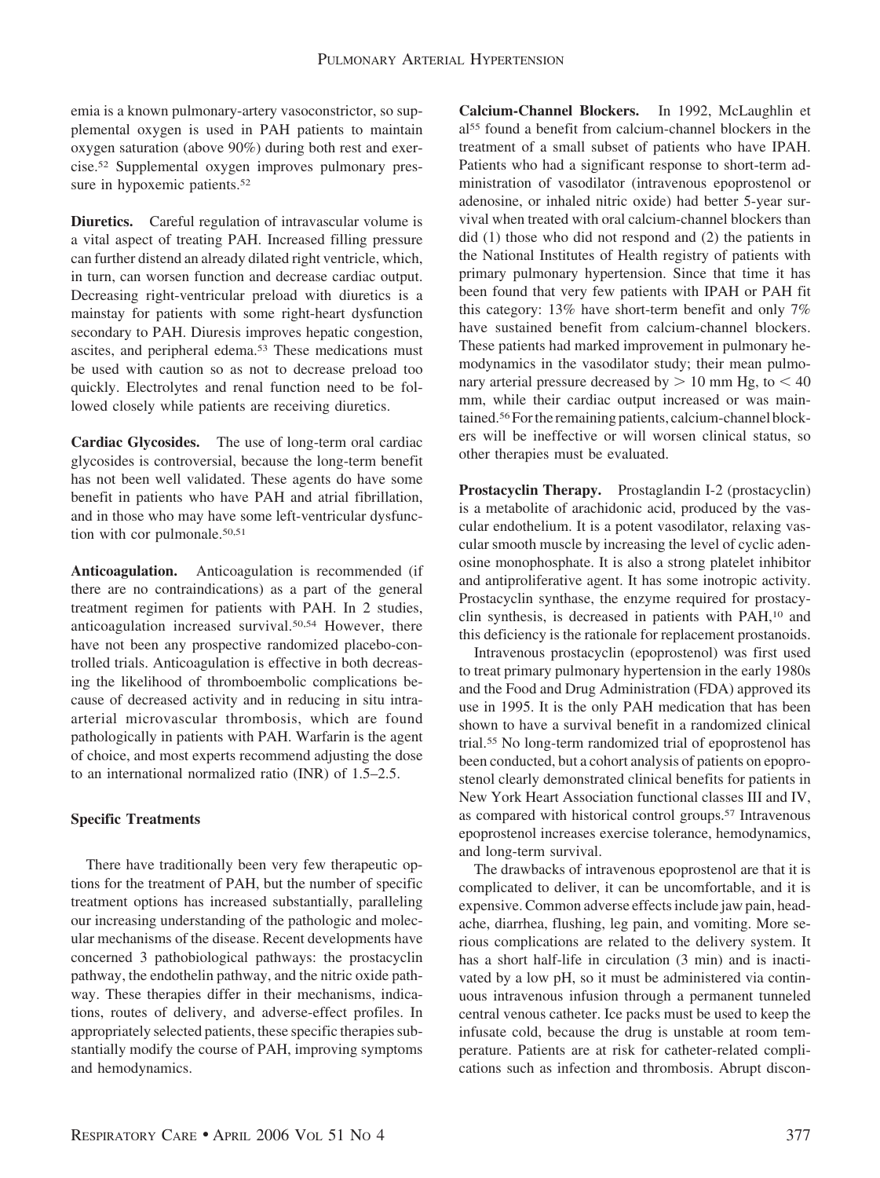emia is a known pulmonary-artery vasoconstrictor, so supplemental oxygen is used in PAH patients to maintain oxygen saturation (above 90%) during both rest and exercise.[52] Supplemental oxygen improves pulmonary pressure in hypoxemic patients.[52]

**Diuretics.** Careful regulation of intravascular volume is a vital aspect of treating PAH. Increased filling pressure can further distend an already dilated right ventricle, which, in turn, can worsen function and decrease cardiac output. Decreasing right-ventricular preload with diuretics is a mainstay for patients with some right-heart dysfunction secondary to PAH. Diuresis improves hepatic congestion, ascites, and peripheral edema.[53] These medications must be used with caution so as not to decrease preload too quickly. Electrolytes and renal function need to be followed closely while patients are receiving diuretics.

**Cardiac Glycosides.** The use of long-term oral cardiac glycosides is controversial, because the long-term benefit has not been well validated. These agents do have some benefit in patients who have PAH and atrial fibrillation, and in those who may have some left-ventricular dysfunction with cor pulmonale.[50,51]

**Anticoagulation.** Anticoagulation is recommended (if there are no contraindications) as a part of the general treatment regimen for patients with PAH. In 2 studies, anticoagulation increased survival.[50,54] However, there have not been any prospective randomized placebo-controlled trials. Anticoagulation is effective in both decreasing the likelihood of thromboembolic complications because of decreased activity and in reducing in situ intraarterial microvascular thrombosis, which are found pathologically in patients with PAH. Warfarin is the agent of choice, and most experts recommend adjusting the dose to an international normalized ratio (INR) of 1.5–2.5.

### Specific Treatments

There have traditionally been very few therapeutic options for the treatment of PAH, but the number of specific treatment options has increased substantially, paralleling our increasing understanding of the pathologic and molecular mechanisms of the disease. Recent developments have concerned 3 pathobiological pathways: the prostacyclin pathway, the endothelin pathway, and the nitric oxide pathway. These therapies differ in their mechanisms, indications, routes of delivery, and adverse-effect profiles. In appropriately selected patients, these specific therapies substantially modify the course of PAH, improving symptoms and hemodynamics.

**Calcium-Channel Blockers.** In 1992, McLaughlin et al[55] found a benefit from calcium-channel blockers in the treatment of a small subset of patients who have IPAH. Patients who had a significant response to short-term administration of vasodilator (intravenous epoprostenol or adenosine, or inhaled nitric oxide) had better 5-year survival when treated with oral calcium-channel blockers than did (1) those who did not respond and (2) the patients in the National Institutes of Health registry of patients with primary pulmonary hypertension. Since that time it has been found that very few patients with IPAH or PAH fit this category: 13% have short-term benefit and only 7% have sustained benefit from calcium-channel blockers. These patients had marked improvement in pulmonary hemodynamics in the vasodilator study; their mean pulmonary arterial pressure decreased by > 10 mm Hg, to < 40 mm, while their cardiac output increased or was maintained.[56] For the remaining patients, calcium-channel blockers will be ineffective or will worsen clinical status, so other therapies must be evaluated.

**Prostacyclin Therapy.** Prostaglandin I-2 (prostacyclin) is a metabolite of arachidonic acid, produced by the vascular endothelium. It is a potent vasodilator, relaxing vascular smooth muscle by increasing the level of cyclic adenosine monophosphate. It is also a strong platelet inhibitor and antiproliferative agent. It has some inotropic activity. Prostacyclin synthase, the enzyme required for prostacyclin synthesis, is decreased in patients with PAH,[10] and this deficiency is the rationale for replacement prostanoids.

Intravenous prostacyclin (epoprostenol) was first used to treat primary pulmonary hypertension in the early 1980s and the Food and Drug Administration (FDA) approved its use in 1995. It is the only PAH medication that has been shown to have a survival benefit in a randomized clinical trial.[55] No long-term randomized trial of epoprostenol has been conducted, but a cohort analysis of patients on epoprostenol clearly demonstrated clinical benefits for patients in New York Heart Association functional classes III and IV, as compared with historical control groups.[57] Intravenous epoprostenol increases exercise tolerance, hemodynamics, and long-term survival.

The drawbacks of intravenous epoprostenol are that it is complicated to deliver, it can be uncomfortable, and it is expensive. Common adverse effects include jaw pain, headache, diarrhea, flushing, leg pain, and vomiting. More serious complications are related to the delivery system. It has a short half-life in circulation (3 min) and is inactivated by a low pH, so it must be administered via continuous intravenous infusion through a permanent tunneled central venous catheter. Ice packs must be used to keep the infusate cold, because the drug is unstable at room temperature. Patients are at risk for catheter-related complications such as infection and thrombosis. Abrupt discon-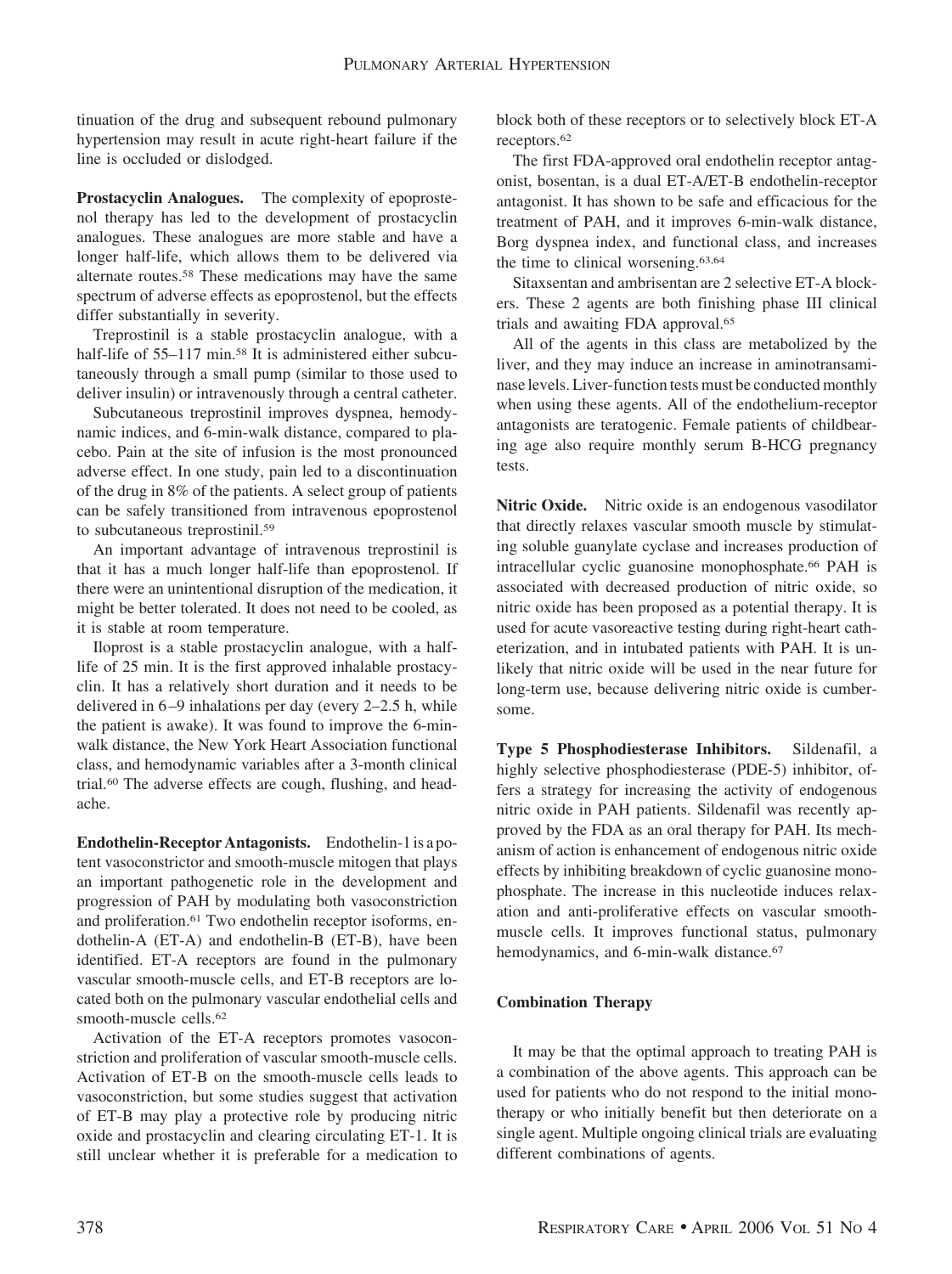tinuation of the drug and subsequent rebound pulmonary hypertension may result in acute right-heart failure if the line is occluded or dislodged.

**Prostacyclin Analogues.** The complexity of epoprostenol therapy has led to the development of prostacyclin analogues. These analogues are more stable and have a longer half-life, which allows them to be delivered via alternate routes.[58] These medications may have the same spectrum of adverse effects as epoprostenol, but the effects differ substantially in severity.

Treprostinil is a stable prostacyclin analogue, with a half-life of 55–117 min.[58] It is administered either subcutaneously through a small pump (similar to those used to deliver insulin) or intravenously through a central catheter.

Subcutaneous treprostinil improves dyspnea, hemodynamic indices, and 6-min-walk distance, compared to placebo. Pain at the site of infusion is the most pronounced adverse effect. In one study, pain led to a discontinuation of the drug in 8% of the patients. A select group of patients can be safely transitioned from intravenous epoprostenol to subcutaneous treprostinil.[59]

An important advantage of intravenous treprostinil is that it has a much longer half-life than epoprostenol. If there were an unintentional disruption of the medication, it might be better tolerated. It does not need to be cooled, as it is stable at room temperature.

Iloprost is a stable prostacyclin analogue, with a half-life of 25 min. It is the first approved inhalable prostacyclin. It has a relatively short duration and it needs to be delivered in 6–9 inhalations per day (every 2–2.5 h, while the patient is awake). It was found to improve the 6-min-walk distance, the New York Heart Association functional class, and hemodynamic variables after a 3-month clinical trial.[60] The adverse effects are cough, flushing, and headache.

**Endothelin-Receptor Antagonists.** Endothelin-1 is a potent vasoconstrictor and smooth-muscle mitogen that plays an important pathogenetic role in the development and progression of PAH by modulating both vasoconstriction and proliferation.[61] Two endothelin receptor isoforms, endothelin-A (ET-A) and endothelin-B (ET-B), have been identified. ET-A receptors are found in the pulmonary vascular smooth-muscle cells, and ET-B receptors are located both on the pulmonary vascular endothelial cells and smooth-muscle cells.[62]

Activation of the ET-A receptors promotes vasoconstriction and proliferation of vascular smooth-muscle cells. Activation of ET-B on the smooth-muscle cells leads to vasoconstriction, but some studies suggest that activation of ET-B may play a protective role by producing nitric oxide and prostacyclin and clearing circulating ET-1. It is still unclear whether it is preferable for a medication to block both of these receptors or to selectively block ET-A receptors.[62]

The first FDA-approved oral endothelin receptor antagonist, bosentan, is a dual ET-A/ET-B endothelin-receptor antagonist. It has shown to be safe and efficacious for the treatment of PAH, and it improves 6-min-walk distance, Borg dyspnea index, and functional class, and increases the time to clinical worsening.[63,64]

Sitaxsentan and ambrisentan are 2 selective ET-A blockers. These 2 agents are both finishing phase III clinical trials and awaiting FDA approval.[65]

All of the agents in this class are metabolized by the liver, and they may induce an increase in aminotransaminase levels. Liver-function tests must be conducted monthly when using these agents. All of the endothelium-receptor antagonists are teratogenic. Female patients of childbearing age also require monthly serum B-HCG pregnancy tests.

**Nitric Oxide.** Nitric oxide is an endogenous vasodilator that directly relaxes vascular smooth muscle by stimulating soluble guanylate cyclase and increases production of intracellular cyclic guanosine monophosphate.[66] PAH is associated with decreased production of nitric oxide, so nitric oxide has been proposed as a potential therapy. It is used for acute vasoreactive testing during right-heart catheterization, and in intubated patients with PAH. It is unlikely that nitric oxide will be used in the near future for long-term use, because delivering nitric oxide is cumbersome.

**Type 5 Phosphodiesterase Inhibitors.** Sildenafil, a highly selective phosphodiesterase (PDE-5) inhibitor, offers a strategy for increasing the activity of endogenous nitric oxide in PAH patients. Sildenafil was recently approved by the FDA as an oral therapy for PAH. Its mechanism of action is enhancement of endogenous nitric oxide effects by inhibiting breakdown of cyclic guanosine monophosphate. The increase in this nucleotide induces relaxation and anti-proliferative effects on vascular smooth-muscle cells. It improves functional status, pulmonary hemodynamics, and 6-min-walk distance.[67]

### Combination Therapy

It may be that the optimal approach to treating PAH is a combination of the above agents. This approach can be used for patients who do not respond to the initial monotherapy or who initially benefit but then deteriorate on a single agent. Multiple ongoing clinical trials are evaluating different combinations of agents.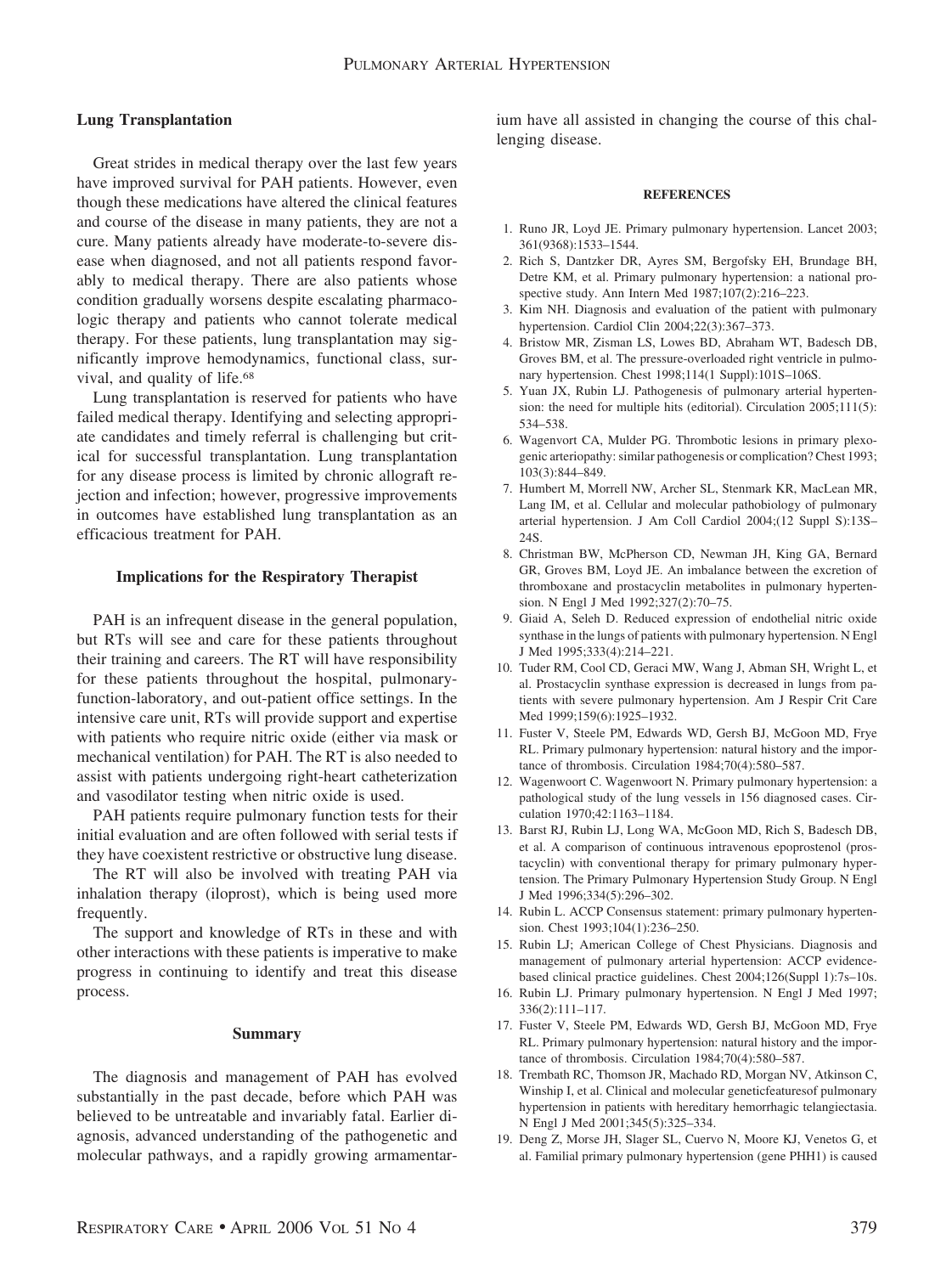### Lung Transplantation

Great strides in medical therapy over the last few years have improved survival for PAH patients. However, even though these medications have altered the clinical features and course of the disease in many patients, they are not a cure. Many patients already have moderate-to-severe disease when diagnosed, and not all patients respond favorably to medical therapy. There are also patients whose condition gradually worsens despite escalating pharmacologic therapy and patients who cannot tolerate medical therapy. For these patients, lung transplantation may significantly improve hemodynamics, functional class, survival, and quality of life.[68]

Lung transplantation is reserved for patients who have failed medical therapy. Identifying and selecting appropriate candidates and timely referral is challenging but critical for successful transplantation. Lung transplantation for any disease process is limited by chronic allograft rejection and infection; however, progressive improvements in outcomes have established lung transplantation as an efficacious treatment for PAH.

## Implications for the Respiratory Therapist

PAH is an infrequent disease in the general population, but RTs will see and care for these patients throughout their training and careers. The RT will have responsibility for these patients throughout the hospital, pulmonary-function-laboratory, and out-patient office settings. In the intensive care unit, RTs will provide support and expertise with patients who require nitric oxide (either via mask or mechanical ventilation) for PAH. The RT is also needed to assist with patients undergoing right-heart catheterization and vasodilator testing when nitric oxide is used.

PAH patients require pulmonary function tests for their initial evaluation and are often followed with serial tests if they have coexistent restrictive or obstructive lung disease.

The RT will also be involved with treating PAH via inhalation therapy (iloprost), which is being used more frequently.

The support and knowledge of RTs in these and with other interactions with these patients is imperative to make progress in continuing to identify and treat this disease process.

## Summary

The diagnosis and management of PAH has evolved substantially in the past decade, before which PAH was believed to be untreatable and invariably fatal. Earlier diagnosis, advanced understanding of the pathogenetic and molecular pathways, and a rapidly growing armamentarium have all assisted in changing the course of this challenging disease.

## REFERENCES

1. Runo JR, Loyd JE. Primary pulmonary hypertension. Lancet 2003; 361(9368):1533–1544.
2. Rich S, Dantzker DR, Ayres SM, Bergofsky EH, Brundage BH, Detre KM, et al. Primary pulmonary hypertension: a national prospective study. Ann Intern Med 1987;107(2):216–223.
3. Kim NH. Diagnosis and evaluation of the patient with pulmonary hypertension. Cardiol Clin 2004;22(3):367–373.
4. Bristow MR, Zisman LS, Lowes BD, Abraham WT, Badesch DB, Groves BM, et al. The pressure-overloaded right ventricle in pulmonary hypertension. Chest 1998;114(1 Suppl):101S–106S.
5. Yuan JX, Rubin LJ. Pathogenesis of pulmonary arterial hypertension: the need for multiple hits (editorial). Circulation 2005;111(5): 534–538.
6. Wagenvort CA, Mulder PG. Thrombotic lesions in primary plexogenic arteriopathy: similar pathogenesis or complication? Chest 1993; 103(3):844–849.
7. Humbert M, Morrell NW, Archer SL, Stenmark KR, MacLean MR, Lang IM, et al. Cellular and molecular pathobiology of pulmonary arterial hypertension. J Am Coll Cardiol 2004;(12 Suppl S):13S–24S.
8. Christman BW, McPherson CD, Newman JH, King GA, Bernard GR, Groves BM, Loyd JE. An imbalance between the excretion of thromboxane and prostacyclin metabolites in pulmonary hypertension. N Engl J Med 1992;327(2):70–75.
9. Giaid A, Seleh D. Reduced expression of endothelial nitric oxide synthase in the lungs of patients with pulmonary hypertension. N Engl J Med 1995;333(4):214–221.
10. Tuder RM, Cool CD, Geraci MW, Wang J, Abman SH, Wright L, et al. Prostacyclin synthase expression is decreased in lungs from patients with severe pulmonary hypertension. Am J Respir Crit Care Med 1999;159(6):1925–1932.
11. Fuster V, Steele PM, Edwards WD, Gersh BJ, McGoon MD, Frye RL. Primary pulmonary hypertension: natural history and the importance of thrombosis. Circulation 1984;70(4):580–587.
12. Wagenwoort C. Wagenwoort N. Primary pulmonary hypertension: a pathological study of the lung vessels in 156 diagnosed cases. Circulation 1970;42:1163–1184.
13. Barst RJ, Rubin LJ, Long WA, McGoon MD, Rich S, Badesch DB, et al. A comparison of continuous intravenous epoprostenol (prostacyclin) with conventional therapy for primary pulmonary hypertension. The Primary Pulmonary Hypertension Study Group. N Engl J Med 1996;334(5):296–302.
14. Rubin L. ACCP Consensus statement: primary pulmonary hypertension. Chest 1993;104(1):236–250.
15. Rubin LJ; American College of Chest Physicians. Diagnosis and management of pulmonary arterial hypertension: ACCP evidence-based clinical practice guidelines. Chest 2004;126(Suppl 1):7s–10s.
16. Rubin LJ. Primary pulmonary hypertension. N Engl J Med 1997; 336(2):111–117.
17. Fuster V, Steele PM, Edwards WD, Gersh BJ, McGoon MD, Frye RL. Primary pulmonary hypertension: natural history and the importance of thrombosis. Circulation 1984;70(4):580–587.
18. Trembath RC, Thomson JR, Machado RD, Morgan NV, Atkinson C, Winship I, et al. Clinical and molecular geneticfeaturesof pulmonary hypertension in patients with hereditary hemorrhagic telangiectasia. N Engl J Med 2001;345(5):325–334.
19. Deng Z, Morse JH, Slager SL, Cuervo N, Moore KJ, Venetos G, et al. Familial primary pulmonary hypertension (gene PHH1) is caused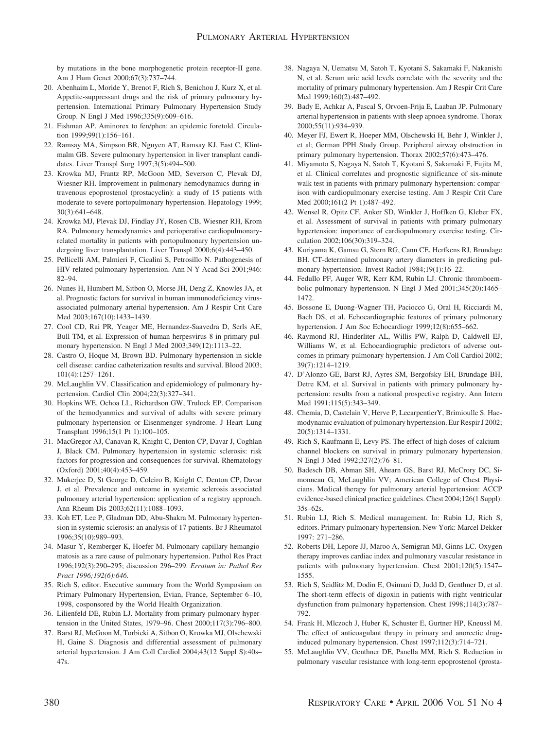by mutations in the bone morphogenetic protein receptor-II gene. Am J Hum Genet 2000;67(3):737–744.

20. Abenhaim L, Moride Y, Brenot F, Rich S, Benichou J, Kurz X, et al. Appetite-suppressant drugs and the risk of primary pulmonary hypertension. International Primary Pulmonary Hypertension Study Group. N Engl J Med 1996;335(9):609–616.
21. Fishman AP. Aminorex to fen/phen: an epidemic foretold. Circulation 1999;99(1):156–161.
22. Ramsay MA, Simpson BR, Nguyen AT, Ramsay KJ, East C, Klintmalm GB. Severe pulmonary hypertension in liver transplant candidates. Liver Transpl Surg 1997;3(5):494–500.
23. Krowka MJ, Frantz RP, McGoon MD, Severson C, Plevak DJ, Wiesner RH. Improvement in pulmonary hemodynamics during intravenous epoprostenol (prostacyclin): a study of 15 patients with moderate to severe portopulmonary hypertension. Hepatology 1999; 30(3):641–648.
24. Krowka MJ, Plevak DJ, Findlay JY, Rosen CB, Wiesner RH, Krom RA. Pulmonary hemodynamics and perioperative cardiopulmonary-related mortality in patients with portopulmonary hypertension undergoing liver transplantation. Liver Transpl 2000;6(4):443–450.
25. Pellicelli AM, Palmieri F, Cicalini S, Petrosillo N. Pathogenesis of HIV-related pulmonary hypertension. Ann N Y Acad Sci 2001;946: 82–94.
26. Nunes H, Humbert M, Sitbon O, Morse JH, Deng Z, Knowles JA, et al. Prognostic factors for survival in human immunodeficiency virus-associated pulmonary arterial hypertension. Am J Respir Crit Care Med 2003;167(10):1433–1439.
27. Cool CD, Rai PR, Yeager ME, Hernandez-Saavedra D, Serls AE, Bull TM, et al. Expression of human herpesvirus 8 in primary pulmonary hypertension. N Engl J Med 2003;349(12):1113–22.
28. Castro O, Hoque M, Brown BD. Pulmonary hypertension in sickle cell disease: cardiac catheterization results and survival. Blood 2003; 101(4):1257–1261.
29. McLaughlin VV. Classification and epidemiology of pulmonary hypertension. Cardiol Clin 2004;22(3):327–341.
30. Hopkins WE, Ochoa LL, Richardson GW, Trulock EP. Comparison of the hemodyanmics and survival of adults with severe primary pulmonary hypertension or Eisenmenger syndrome. J Heart Lung Transplant 1996;15(1 Pt 1):100–105.
31. MacGregor AJ, Canavan R, Knight C, Denton CP, Davar J, Coghlan J, Black CM. Pulmonary hypertension in systemic sclerosis: risk factors for progression and consequences for survival. Rheumatology (Oxford) 2001;40(4):453–459.
32. Mukerjee D, St George D, Coleiro B, Knight C, Denton CP, Davar J, et al. Prevalence and outcome in systemic sclerosis associated pulmonary arterial hypertension: application of a registry approach. Ann Rheum Dis 2003;62(11):1088–1093.
33. Koh ET, Lee P, Gladman DD, Abu-Shakra M. Pulmonary hypertension in systemic sclerosis: an analysis of 17 patients. Br J Rheumatol 1996;35(10):989–993.
34. Masur Y, Remberger K, Hoefer M. Pulmonary capillary hemangiomatosis as a rare cause of pulmonary hypertension. Pathol Res Pract 1996;192(3):290–295; discussion 296–299. *Erratum in: Pathol Res Pract 1996;192(6):646.*
35. Rich S, editor. Executive summary from the World Symposium on Primary Pulmonary Hypertension, Evian, France, September 6–10, 1998, cosponsored by the World Health Organization.
36. Lilienfeld DE, Rubin LJ. Mortality from primary pulmonary hypertension in the United States, 1979–96. Chest 2000;117(3):796–800.
37. Barst RJ, McGoon M, Torbicki A, Sitbon O, Krowka MJ, Olschewski H, Gaine S. Diagnosis and differential assessment of pulmonary arterial hypertension. J Am Coll Cardiol 2004;43(12 Suppl S):40s–47s.
38. Nagaya N, Uematsu M, Satoh T, Kyotani S, Sakamaki F, Nakanishi N, et al. Serum uric acid levels correlate with the severity and the mortality of primary pulmonary hypertension. Am J Respir Crit Care Med 1999;160(2):487–492.
39. Bady E, Achkar A, Pascal S, Orvoen-Frija E, Laaban JP. Pulmonary arterial hypertension in patients with sleep apnoea syndrome. Thorax 2000;55(11):934–939.
40. Meyer FJ, Ewert R, Hoeper MM, Olschewski H, Behr J, Winkler J, et al; German PPH Study Group. Peripheral airway obstruction in primary pulmonary hypertension. Thorax 2002;57(6):473–476.
41. Miyamoto S, Nagaya N, Satoh T, Kyotani S, Sakamaki F, Fujita M, et al. Clinical correlates and prognostic significance of six-minute walk test in patients with primary pulmonary hypertension: comparison with cardiopulmonary exercise testing. Am J Respir Crit Care Med 2000;161(2 Pt 1):487–492.
42. Wensel R, Opitz CF, Anker SD, Winkler J, Hoffken G, Kleber FX, et al. Assessment of survival in patients with primary pulmonary hypertension: importance of cardiopulmonary exercise testing. Circulation 2002;106(30):319–324.
43. Kuriyama K, Gamsu G, Stern RG, Cann CE, Herfkens RJ, Brundage BH. CT-determined pulmonary artery diameters in predicting pulmonary hypertension. Invest Radiol 1984;19(1):16–22.
44. Fedullo PF, Auger WR, Kerr KM, Rubin LJ. Chronic thromboembolic pulmonary hypertension. N Engl J Med 2001;345(20):1465–1472.
45. Bossone E, Duong-Wagner TH, Paciocco G, Oral H, Ricciardi M, Bach DS, et al. Echocardiographic features of primary pulmonary hypertension. J Am Soc Echocardiogr 1999;12(8):655–662.
46. Raymond RJ, Hinderliter AL, Willis PW, Ralph D, Caldwell EJ, Williams W, et al. Echocardiographic predictors of adverse outcomes in primary pulmonary hypertension. J Am Coll Cardiol 2002; 39(7):1214–1219.
47. D'Alonzo GE, Barst RJ, Ayres SM, Bergofsky EH, Brundage BH, Detre KM, et al. Survival in patients with primary pulmonary hypertension: results from a national prospective registry. Ann Intern Med 1991;115(5):343–349.
48. Chemia, D, Castelain V, Herve P, LecarpentierY, Brimioulle S. Haemodynamic evaluation of pulmonary hypertension. Eur Respir J 2002; 20(5):1314–1331.
49. Rich S, Kaufmann E, Levy PS. The effect of high doses of calcium-channel blockers on survival in primary pulmonary hypertension. N Engl J Med 1992;327(2):76–81.
50. Badesch DB, Abman SH, Ahearn GS, Barst RJ, McCrory DC, Simonneau G, McLaughlin VV; American College of Chest Physicians. Medical therapy for pulmonary arterial hypertension: ACCP evidence-based clinical practice guidelines. Chest 2004;126(1 Suppl): 35s–62s.
51. Rubin LJ, Rich S. Medical management. In: Rubin LJ, Rich S, editors. Primary pulmonary hypertension. New York: Marcel Dekker 1997: 271–286.
52. Roberts DH, Lepore JJ, Maroo A, Semigran MJ, Ginns LC. Oxygen therapy improves cardiac index and pulmonary vascular resistance in patients with pulmonary hypertension. Chest 2001;120(5):1547–1555.
53. Rich S, Seidlitz M, Dodin E, Osimani D, Judd D, Genthner D, et al. The short-term effects of digoxin in patients with right ventricular dysfunction from pulmonary hypertension. Chest 1998;114(3):787–792.
54. Frank H, Mlczoch J, Huber K, Schuster E, Gurtner HP, Kneussl M. The effect of anticoagulant thrapy in primary and anorectic drug-induced pulmonary hypertension. Chest 1997;112(3):714–721.
55. McLaughlin VV, Genthner DE, Panella MM, Rich S. Reduction in pulmonary vascular resistance with long-term epoprostenol (prosta-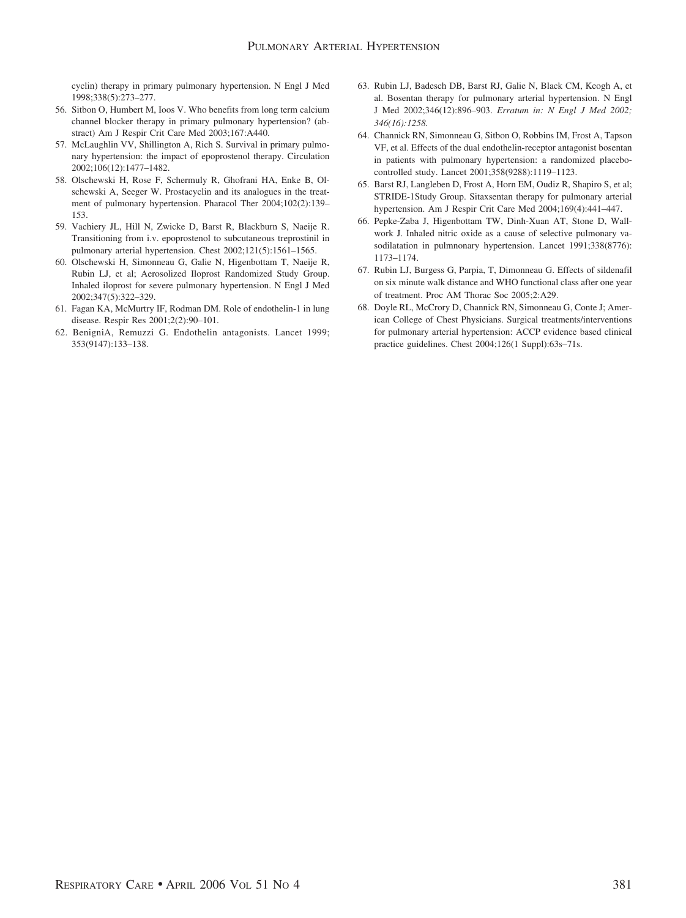cyclin) therapy in primary pulmonary hypertension. N Engl J Med 1998;338(5):273–277.

56. Sitbon O, Humbert M, Ioos V. Who benefits from long term calcium channel blocker therapy in primary pulmonary hypertension? (abstract) Am J Respir Crit Care Med 2003;167:A440.
57. McLaughlin VV, Shillington A, Rich S. Survival in primary pulmonary hypertension: the impact of epoprostenol therapy. Circulation 2002;106(12):1477–1482.
58. Olschewski H, Rose F, Schermuly R, Ghofrani HA, Enke B, Olschewski A, Seeger W. Prostacyclin and its analogues in the treatment of pulmonary hypertension. Pharacol Ther 2004;102(2):139–153.
59. Vachiery JL, Hill N, Zwicke D, Barst R, Blackburn S, Naeije R. Transitioning from i.v. epoprostenol to subcutaneous treprostinil in pulmonary arterial hypertension. Chest 2002;121(5):1561–1565.
60. Olschewski H, Simonneau G, Galie N, Higenbottam T, Naeije R, Rubin LJ, et al; Aerosolized Iloprost Randomized Study Group. Inhaled iloprost for severe pulmonary hypertension. N Engl J Med 2002;347(5):322–329.
61. Fagan KA, McMurtry IF, Rodman DM. Role of endothelin-1 in lung disease. Respir Res 2001;2(2):90–101.
62. BenigniA, Remuzzi G. Endothelin antagonists. Lancet 1999; 353(9147):133–138.
63. Rubin LJ, Badesch DB, Barst RJ, Galie N, Black CM, Keogh A, et al. Bosentan therapy for pulmonary arterial hypertension. N Engl J Med 2002;346(12):896–903. *Erratum in: N Engl J Med 2002; 346(16):1258.*
64. Channick RN, Simonneau G, Sitbon O, Robbins IM, Frost A, Tapson VF, et al. Effects of the dual endothelin-receptor antagonist bosentan in patients with pulmonary hypertension: a randomized placebo-controlled study. Lancet 2001;358(9288):1119–1123.
65. Barst RJ, Langleben D, Frost A, Horn EM, Oudiz R, Shapiro S, et al; STRIDE-1Study Group. Sitaxsentan therapy for pulmonary arterial hypertension. Am J Respir Crit Care Med 2004;169(4):441–447.
66. Pepke-Zaba J, Higenbottam TW, Dinh-Xuan AT, Stone D, Wallwork J. Inhaled nitric oxide as a cause of selective pulmonary vasodilatation in pulmnonary hypertension. Lancet 1991;338(8776): 1173–1174.
67. Rubin LJ, Burgess G, Parpia, T, Dimonneau G. Effects of sildenafil on six minute walk distance and WHO functional class after one year of treatment. Proc AM Thorac Soc 2005;2:A29.
68. Doyle RL, McCrory D, Channick RN, Simonneau G, Conte J; American College of Chest Physicians. Surgical treatments/interventions for pulmonary arterial hypertension: ACCP evidence based clinical practice guidelines. Chest 2004;126(1 Suppl):63s–71s.